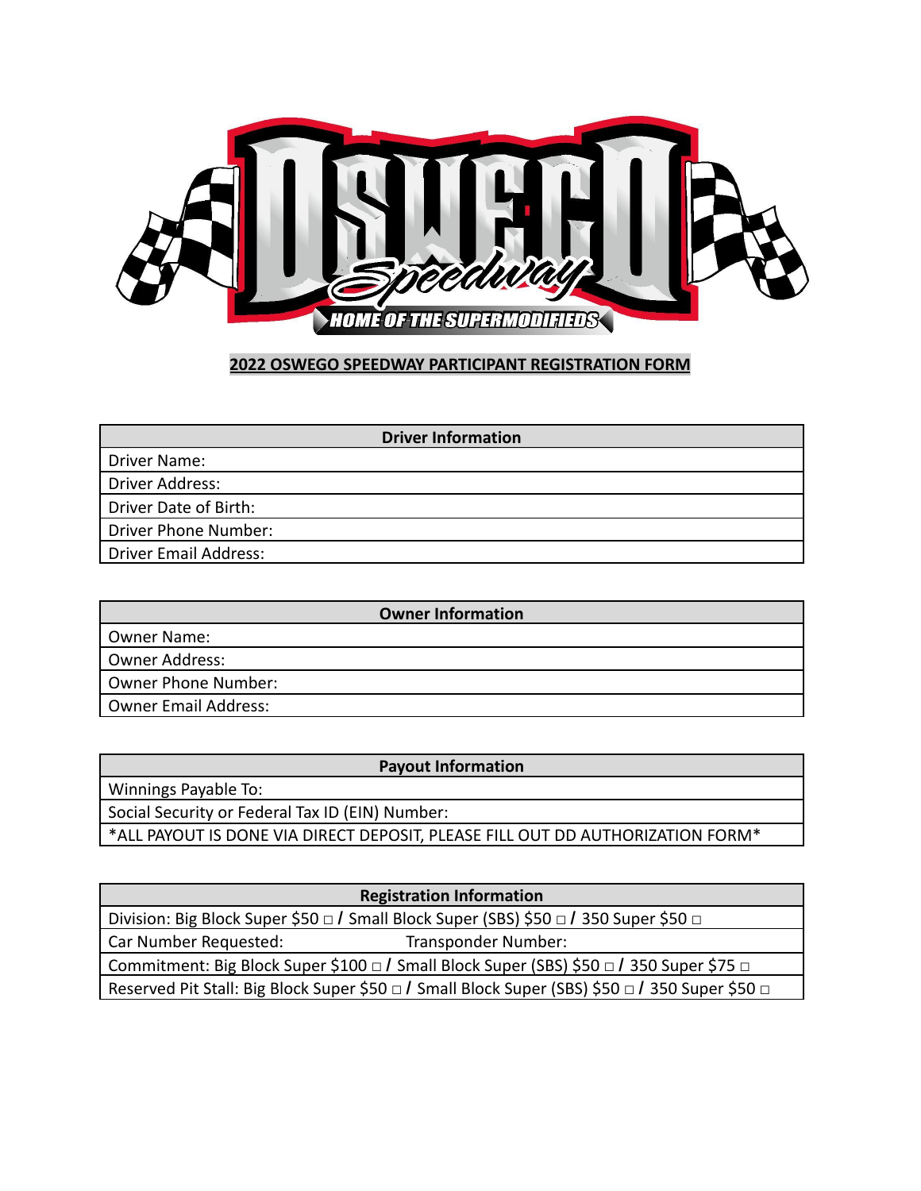## 2022 OSWEGO SPEEDWAY PARTICIPANT REGISTRATION FORM

| Driver Information |
|---|
| Driver Name: |
| Driver Address: |
| Driver Date of Birth: |
| Driver Phone Number: |
| Driver Email Address: |

| Owner Information |
|---|
| Owner Name: |
| Owner Address: |
| Owner Phone Number: |
| Owner Email Address: |

| Payout Information |
|---|
| Winnings Payable To: |
| Social Security or Federal Tax ID (EIN) Number: |
| *ALL PAYOUT IS DONE VIA DIRECT DEPOSIT, PLEASE FILL OUT DD AUTHORIZATION FORM* |

| Registration Information |
|---|
| Division: Big Block Super $50 □ / Small Block Super (SBS) $50 □ / 350 Super $50 □ |
| Car Number Requested: Transponder Number: |
| Commitment: Big Block Super $100 □ / Small Block Super (SBS) $50 □ / 350 Super $75 □ |
| Reserved Pit Stall: Big Block Super $50 □ / Small Block Super (SBS) $50 □ / 350 Super $50 □ |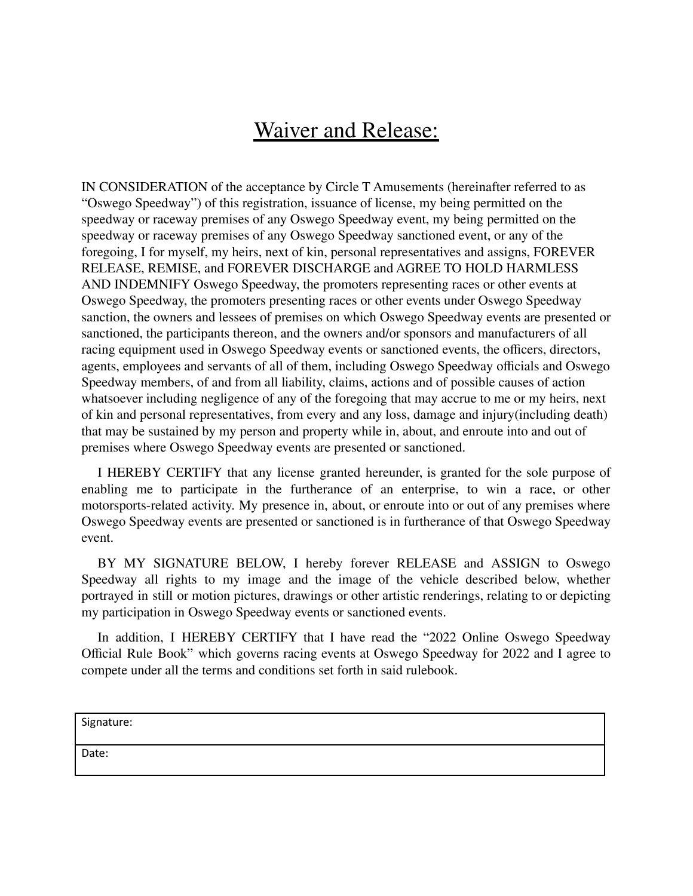# Waiver and Release:

IN CONSIDERATION of the acceptance by Circle T Amusements (hereinafter referred to as "Oswego Speedway") of this registration, issuance of license, my being permitted on the speedway or raceway premises of any Oswego Speedway event, my being permitted on the speedway or raceway premises of any Oswego Speedway sanctioned event, or any of the foregoing, I for myself, my heirs, next of kin, personal representatives and assigns, FOREVER RELEASE, REMISE, and FOREVER DISCHARGE and AGREE TO HOLD HARMLESS AND INDEMNIFY Oswego Speedway, the promoters representing races or other events at Oswego Speedway, the promoters presenting races or other events under Oswego Speedway sanction, the owners and lessees of premises on which Oswego Speedway events are presented or sanctioned, the participants thereon, and the owners and/or sponsors and manufacturers of all racing equipment used in Oswego Speedway events or sanctioned events, the officers, directors, agents, employees and servants of all of them, including Oswego Speedway officials and Oswego Speedway members, of and from all liability, claims, actions and of possible causes of action whatsoever including negligence of any of the foregoing that may accrue to me or my heirs, next of kin and personal representatives, from every and any loss, damage and injury(including death) that may be sustained by my person and property while in, about, and enroute into and out of premises where Oswego Speedway events are presented or sanctioned.

I HEREBY CERTIFY that any license granted hereunder, is granted for the sole purpose of enabling me to participate in the furtherance of an enterprise, to win a race, or other motorsports-related activity. My presence in, about, or enroute into or out of any premises where Oswego Speedway events are presented or sanctioned is in furtherance of that Oswego Speedway event.

BY MY SIGNATURE BELOW, I hereby forever RELEASE and ASSIGN to Oswego Speedway all rights to my image and the image of the vehicle described below, whether portrayed in still or motion pictures, drawings or other artistic renderings, relating to or depicting my participation in Oswego Speedway events or sanctioned events.

In addition, I HEREBY CERTIFY that I have read the "2022 Online Oswego Speedway Official Rule Book" which governs racing events at Oswego Speedway for 2022 and I agree to compete under all the terms and conditions set forth in said rulebook.

| |
|---|
| Signature: |
| Date: |